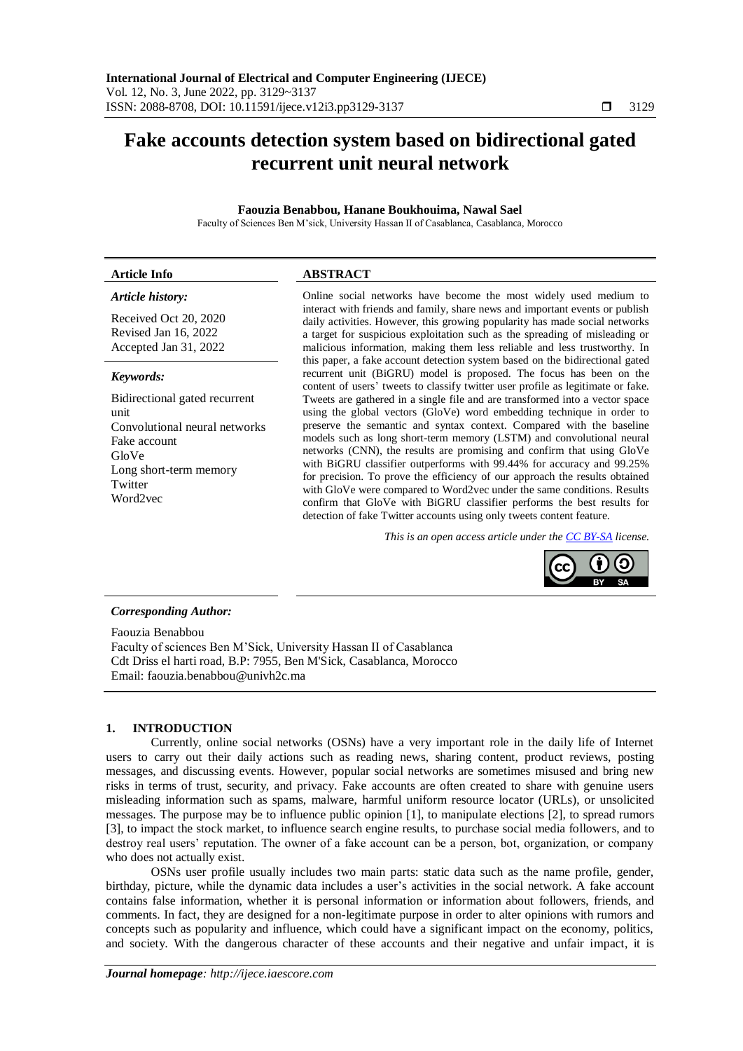# Fake accounts detection system based on bidirectional gated recurrent unit neural network

**Faouzia Benabbou, Hanane Boukhouima, Nawal Sael**

Faculty of Sciences Ben M'sick, University Hassan II of Casablanca, Casablanca, Morocco

---

**Article Info**

*Article history:*

Received Oct 20, 2020
Revised Jan 16, 2022
Accepted Jan 31, 2022

*Keywords:*

Bidirectional gated recurrent unit
Convolutional neural networks
Fake account
GloVe
Long short-term memory
Twitter
Word2vec

**ABSTRACT**

Online social networks have become the most widely used medium to interact with friends and family, share news and important events or publish daily activities. However, this growing popularity has made social networks a target for suspicious exploitation such as the spreading of misleading or malicious information, making them less reliable and less trustworthy. In this paper, a fake account detection system based on the bidirectional gated recurrent unit (BiGRU) model is proposed. The focus has been on the content of users' tweets to classify twitter user profile as legitimate or fake. Tweets are gathered in a single file and are transformed into a vector space using the global vectors (GloVe) word embedding technique in order to preserve the semantic and syntax context. Compared with the baseline models such as long short-term memory (LSTM) and convolutional neural networks (CNN), the results are promising and confirm that using GloVe with BiGRU classifier outperforms with 99.44% for accuracy and 99.25% for precision. To prove the efficiency of our approach the results obtained with GloVe were compared to Word2vec under the same conditions. Results confirm that GloVe with BiGRU classifier performs the best results for detection of fake Twitter accounts using only tweets content feature.

*This is an open access article under the CC BY-SA license.*

---

*Corresponding Author:*

Faouzia Benabbou
Faculty of sciences Ben M'Sick, University Hassan II of Casablanca
Cdt Driss el harti road, B.P: 7955, Ben M'Sick, Casablanca, Morocco
Email: faouzia.benabbou@univh2c.ma

## 1. INTRODUCTION

Currently, online social networks (OSNs) have a very important role in the daily life of Internet users to carry out their daily actions such as reading news, sharing content, product reviews, posting messages, and discussing events. However, popular social networks are sometimes misused and bring new risks in terms of trust, security, and privacy. Fake accounts are often created to share with genuine users misleading information such as spams, malware, harmful uniform resource locator (URLs), or unsolicited messages. The purpose may be to influence public opinion [1], to manipulate elections [2], to spread rumors [3], to impact the stock market, to influence search engine results, to purchase social media followers, and to destroy real users' reputation. The owner of a fake account can be a person, bot, organization, or company who does not actually exist.

OSNs user profile usually includes two main parts: static data such as the name profile, gender, birthday, picture, while the dynamic data includes a user's activities in the social network. A fake account contains false information, whether it is personal information or information about followers, friends, and comments. In fact, they are designed for a non-legitimate purpose in order to alter opinions with rumors and concepts such as popularity and influence, which could have a significant impact on the economy, politics, and society. With the dangerous character of these accounts and their negative and unfair impact, it is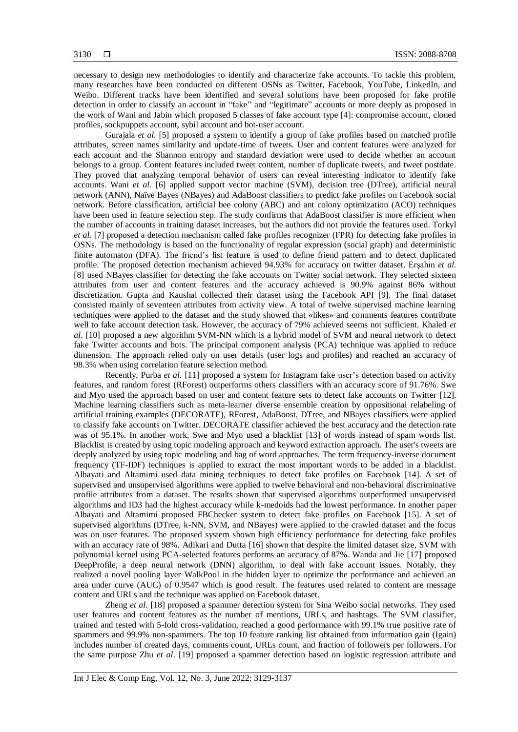necessary to design new methodologies to identify and characterize fake accounts. To tackle this problem, many researches have been conducted on different OSNs as Twitter, Facebook, YouTube, LinkedIn, and Weibo. Different tracks have been identified and several solutions have been proposed for fake profile detection in order to classify an account in "fake" and "legitimate" accounts or more deeply as proposed in the work of Wani and Jabin which proposed 5 classes of fake account type [4]: compromise account, cloned profiles, sockpuppets account, sybil account and bot-user account.

Gurajala *et al.* [5] proposed a system to identify a group of fake profiles based on matched profile attributes, screen names similarity and update-time of tweets. User and content features were analyzed for each account and the Shannon entropy and standard deviation were used to decide whether an account belongs to a group. Content features included tweet content, number of duplicate tweets, and tweet postdate. They proved that analyzing temporal behavior of users can reveal interesting indicator to identify fake accounts. Wani *et al.* [6] applied support vector machine (SVM), decision tree (DTree), artificial neural network (ANN), Naïve Bayes (NBayes) and AdaBoost classifiers to predict fake profiles on Facebook social network. Before classification, artificial bee colony (ABC) and ant colony optimization (ACO) techniques have been used in feature selection step. The study confirms that AdaBoost classifier is more efficient when the number of accounts in training dataset increases, but the authors did not provide the features used. Torkyl *et al.* [7] proposed a detection mechanism called fake profiles recognizer (FPR) for detecting fake profiles in OSNs. The methodology is based on the functionality of regular expression (social graph) and deterministic finite automaton (DFA). The friend's list feature is used to define friend pattern and to detect duplicated profile. The proposed detection mechanism achieved 94.93% for accuracy on twitter dataset. Erşahin *et al.* [8] used NBayes classifier for detecting the fake accounts on Twitter social network. They selected sixteen attributes from user and content features and the accuracy achieved is 90.9% against 86% without discretization. Gupta and Kaushal collected their dataset using the Facebook API [9]. The final dataset consisted mainly of seventeen attributes from activity view. A total of twelve supervised machine learning techniques were applied to the dataset and the study showed that «likes» and comments features contribute well to fake account detection task. However, the accuracy of 79% achieved seems not sufficient. Khaled *et al*. [10] proposed a new algorithm SVM-NN which is a hybrid model of SVM and neural network to detect fake Twitter accounts and bots. The principal component analysis (PCA) technique was applied to reduce dimension. The approach relied only on user details (user logs and profiles) and reached an accuracy of 98.3% when using correlation feature selection method.

Recently, Purba *et al*. [11] proposed a system for Instagram fake user's detection based on activity features, and random forest (RForest) outperforms others classifiers with an accuracy score of 91.76%. Swe and Myo used the approach based on user and content feature sets to detect fake accounts on Twitter [12]. Machine learning classifiers such as meta-learner diverse ensemble creation by oppositional relabeling of artificial training examples (DECORATE), RForest, AdaBoost, DTree, and NBayes classifiers were applied to classify fake accounts on Twitter. DECORATE classifier achieved the best accuracy and the detection rate was of 95.1%. In another work, Swe and Myo used a blacklist [13] of words instead of spam words list. Blacklist is created by using topic modeling approach and keyword extraction approach. The user's tweets are deeply analyzed by using topic modeling and bag of word approaches. The term frequency-inverse document frequency (TF-IDF) techniques is applied to extract the most important words to be added in a blacklist. Albayati and Altamimi used data mining techniques to detect fake profiles on Facebook [14]. A set of supervised and unsupervised algorithms were applied to twelve behavioral and non-behavioral discriminative profile attributes from a dataset. The results shown that supervised algorithms outperformed unsupervised algorithms and ID3 had the highest accuracy while k-medoids had the lowest performance. In another paper Albayati and Altamimi proposed FBChecker system to detect fake profiles on Facebook [15]. A set of supervised algorithms (DTree, k-NN, SVM, and NBayes) were applied to the crawled dataset and the focus was on user features. The proposed system shown high efficiency performance for detecting fake profiles with an accuracy rate of 98%. Adikari and Dutta [16] shown that despite the limited dataset size, SVM with polynomial kernel using PCA-selected features performs an accuracy of 87%. Wanda and Jie [17] proposed DeepProfile, a deep neural network (DNN) algorithm, to deal with fake account issues. Notably, they realized a novel pooling layer WalkPool in the hidden layer to optimize the performance and achieved an area under curve (AUC) of 0.9547 which is good result. The features used related to content are message content and URLs and the technique was applied on Facebook dataset.

Zheng *et al.* [18] proposed a spammer detection system for Sina Weibo social networks. They used user features and content features as the number of mentions, URLs, and hashtags. The SVM classifier, trained and tested with 5-fold cross-validation, reached a good performance with 99.1% true positive rate of spammers and 99.9% non-spammers. The top 10 feature ranking list obtained from information gain (Igain) includes number of created days, comments count, URLs count, and fraction of followers per followers. For the same purpose Zhu *et al*. [19] proposed a spammer detection based on logistic regression attribute and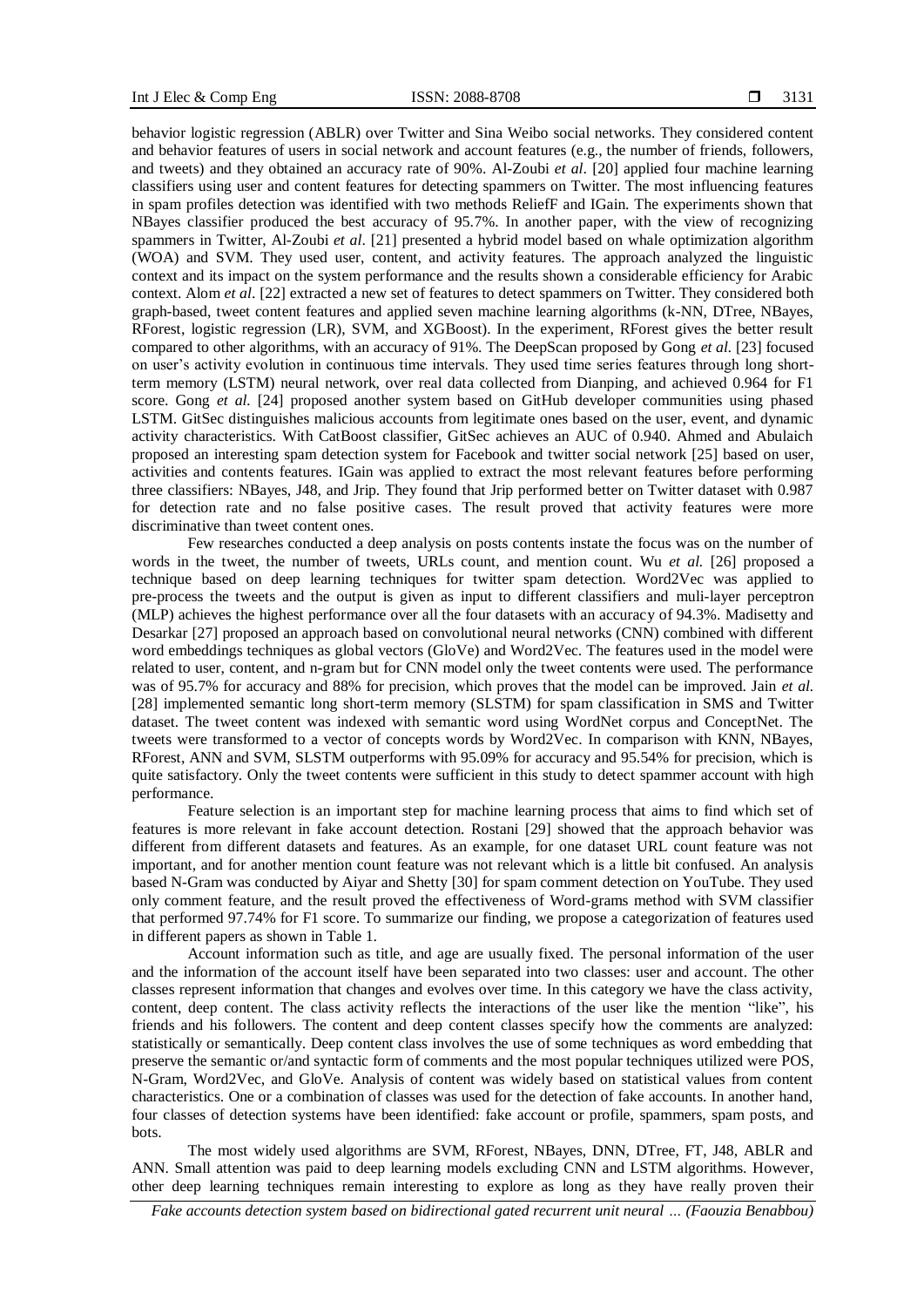behavior logistic regression (ABLR) over Twitter and Sina Weibo social networks. They considered content and behavior features of users in social network and account features (e.g., the number of friends, followers, and tweets) and they obtained an accuracy rate of 90%. Al-Zoubi *et al*. [20] applied four machine learning classifiers using user and content features for detecting spammers on Twitter. The most influencing features in spam profiles detection was identified with two methods ReliefF and IGain. The experiments shown that NBayes classifier produced the best accuracy of 95.7%. In another paper, with the view of recognizing spammers in Twitter, Al-Zoubi *et al*. [21] presented a hybrid model based on whale optimization algorithm (WOA) and SVM. They used user, content, and activity features. The approach analyzed the linguistic context and its impact on the system performance and the results shown a considerable efficiency for Arabic context. Alom *et al*. [22] extracted a new set of features to detect spammers on Twitter. They considered both graph-based, tweet content features and applied seven machine learning algorithms (k-NN, DTree, NBayes, RForest, logistic regression (LR), SVM, and XGBoost). In the experiment, RForest gives the better result compared to other algorithms, with an accuracy of 91%. The DeepScan proposed by Gong *et al.* [23] focused on user's activity evolution in continuous time intervals. They used time series features through long short-term memory (LSTM) neural network, over real data collected from Dianping, and achieved 0.964 for F1 score. Gong *et al.* [24] proposed another system based on GitHub developer communities using phased LSTM. GitSec distinguishes malicious accounts from legitimate ones based on the user, event, and dynamic activity characteristics. With CatBoost classifier, GitSec achieves an AUC of 0.940. Ahmed and Abulaich proposed an interesting spam detection system for Facebook and twitter social network [25] based on user, activities and contents features. IGain was applied to extract the most relevant features before performing three classifiers: NBayes, J48, and Jrip. They found that Jrip performed better on Twitter dataset with 0.987 for detection rate and no false positive cases. The result proved that activity features were more discriminative than tweet content ones.

Few researches conducted a deep analysis on posts contents instate the focus was on the number of words in the tweet, the number of tweets, URLs count, and mention count. Wu *et al.* [26] proposed a technique based on deep learning techniques for twitter spam detection. Word2Vec was applied to pre-process the tweets and the output is given as input to different classifiers and muli-layer perceptron (MLP) achieves the highest performance over all the four datasets with an accuracy of 94.3%. Madisetty and Desarkar [27] proposed an approach based on convolutional neural networks (CNN) combined with different word embeddings techniques as global vectors (GloVe) and Word2Vec. The features used in the model were related to user, content, and n-gram but for CNN model only the tweet contents were used. The performance was of 95.7% for accuracy and 88% for precision, which proves that the model can be improved. Jain *et al.* [28] implemented semantic long short-term memory (SLSTM) for spam classification in SMS and Twitter dataset. The tweet content was indexed with semantic word using WordNet corpus and ConceptNet. The tweets were transformed to a vector of concepts words by Word2Vec. In comparison with KNN, NBayes, RForest, ANN and SVM, SLSTM outperforms with 95.09% for accuracy and 95.54% for precision, which is quite satisfactory. Only the tweet contents were sufficient in this study to detect spammer account with high performance.

Feature selection is an important step for machine learning process that aims to find which set of features is more relevant in fake account detection. Rostani [29] showed that the approach behavior was different from different datasets and features. As an example, for one dataset URL count feature was not important, and for another mention count feature was not relevant which is a little bit confused. An analysis based N-Gram was conducted by Aiyar and Shetty [30] for spam comment detection on YouTube. They used only comment feature, and the result proved the effectiveness of Word-grams method with SVM classifier that performed 97.74% for F1 score. To summarize our finding, we propose a categorization of features used in different papers as shown in Table 1.

Account information such as title, and age are usually fixed. The personal information of the user and the information of the account itself have been separated into two classes: user and account. The other classes represent information that changes and evolves over time. In this category we have the class activity, content, deep content. The class activity reflects the interactions of the user like the mention "like", his friends and his followers. The content and deep content classes specify how the comments are analyzed: statistically or semantically. Deep content class involves the use of some techniques as word embedding that preserve the semantic or/and syntactic form of comments and the most popular techniques utilized were POS, N-Gram, Word2Vec, and GloVe. Analysis of content was widely based on statistical values from content characteristics. One or a combination of classes was used for the detection of fake accounts. In another hand, four classes of detection systems have been identified: fake account or profile, spammers, spam posts, and bots.

The most widely used algorithms are SVM, RForest, NBayes, DNN, DTree, FT, J48, ABLR and ANN. Small attention was paid to deep learning models excluding CNN and LSTM algorithms. However, other deep learning techniques remain interesting to explore as long as they have really proven their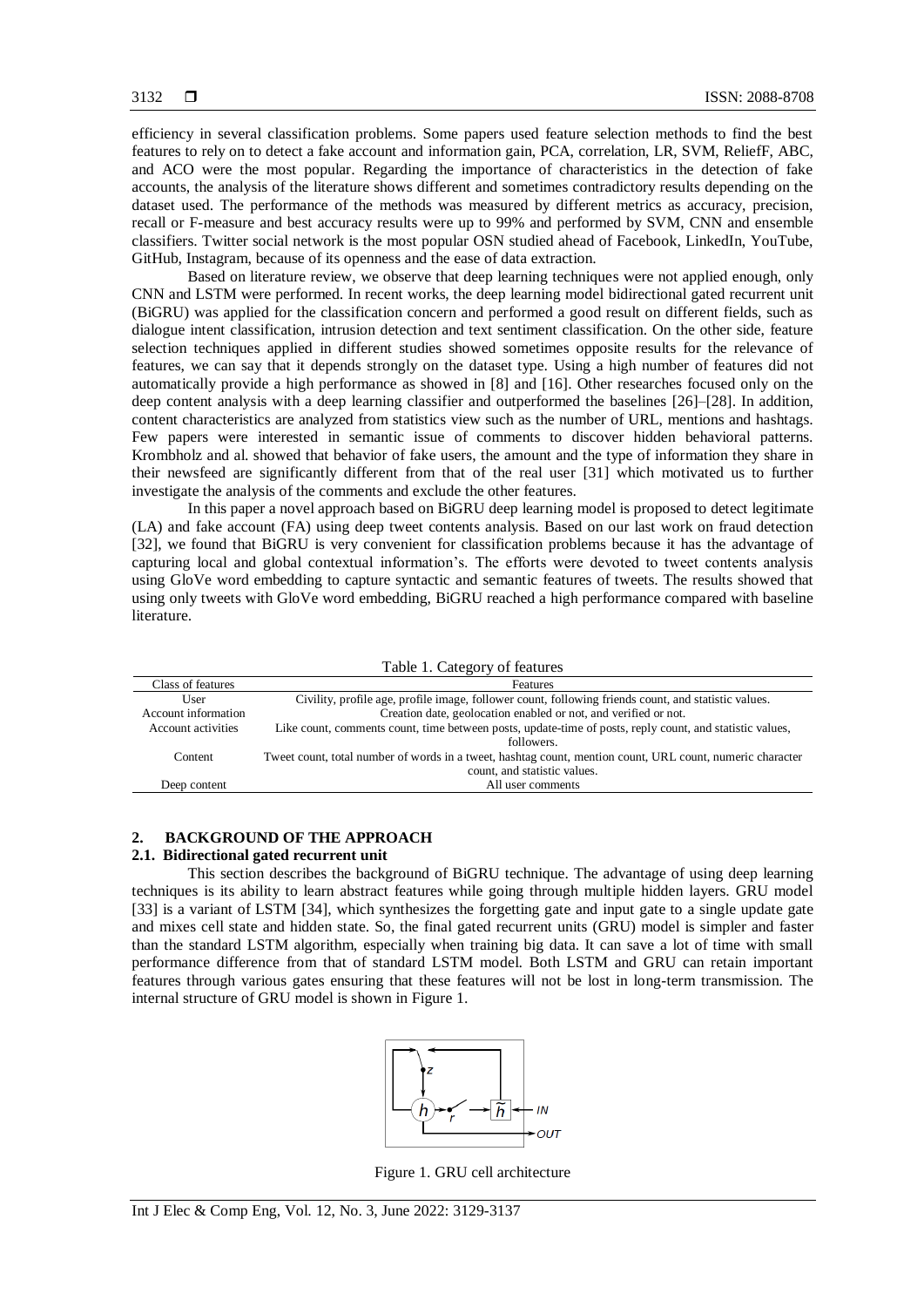efficiency in several classification problems. Some papers used feature selection methods to find the best features to rely on to detect a fake account and information gain, PCA, correlation, LR, SVM, ReliefF, ABC, and ACO were the most popular. Regarding the importance of characteristics in the detection of fake accounts, the analysis of the literature shows different and sometimes contradictory results depending on the dataset used. The performance of the methods was measured by different metrics as accuracy, precision, recall or F-measure and best accuracy results were up to 99% and performed by SVM, CNN and ensemble classifiers. Twitter social network is the most popular OSN studied ahead of Facebook, LinkedIn, YouTube, GitHub, Instagram, because of its openness and the ease of data extraction.

Based on literature review, we observe that deep learning techniques were not applied enough, only CNN and LSTM were performed. In recent works, the deep learning model bidirectional gated recurrent unit (BiGRU) was applied for the classification concern and performed a good result on different fields, such as dialogue intent classification, intrusion detection and text sentiment classification. On the other side, feature selection techniques applied in different studies showed sometimes opposite results for the relevance of features, we can say that it depends strongly on the dataset type. Using a high number of features did not automatically provide a high performance as showed in [8] and [16]. Other researches focused only on the deep content analysis with a deep learning classifier and outperformed the baselines [26]–[28]. In addition, content characteristics are analyzed from statistics view such as the number of URL, mentions and hashtags. Few papers were interested in semantic issue of comments to discover hidden behavioral patterns. Krombholz and al. showed that behavior of fake users, the amount and the type of information they share in their newsfeed are significantly different from that of the real user [31] which motivated us to further investigate the analysis of the comments and exclude the other features.

In this paper a novel approach based on BiGRU deep learning model is proposed to detect legitimate (LA) and fake account (FA) using deep tweet contents analysis. Based on our last work on fraud detection [32], we found that BiGRU is very convenient for classification problems because it has the advantage of capturing local and global contextual information's. The efforts were devoted to tweet contents analysis using GloVe word embedding to capture syntactic and semantic features of tweets. The results showed that using only tweets with GloVe word embedding, BiGRU reached a high performance compared with baseline literature.

Table 1. Category of features

| Class of features | Features |
|---|---|
| User | Civility, profile age, profile image, follower count, following friends count, and statistic values. |
| Account information | Creation date, geolocation enabled or not, and verified or not. |
| Account activities | Like count, comments count, time between posts, update-time of posts, reply count, and statistic values, followers. |
| Content | Tweet count, total number of words in a tweet, hashtag count, mention count, URL count, numeric character count, and statistic values. |
| Deep content | All user comments |

## 2. BACKGROUND OF THE APPROACH

### 2.1. Bidirectional gated recurrent unit

This section describes the background of BiGRU technique. The advantage of using deep learning techniques is its ability to learn abstract features while going through multiple hidden layers. GRU model [33] is a variant of LSTM [34], which synthesizes the forgetting gate and input gate to a single update gate and mixes cell state and hidden state. So, the final gated recurrent units (GRU) model is simpler and faster than the standard LSTM algorithm, especially when training big data. It can save a lot of time with small performance difference from that of standard LSTM model. Both LSTM and GRU can retain important features through various gates ensuring that these features will not be lost in long-term transmission. The internal structure of GRU model is shown in Figure 1.

Figure 1. GRU cell architecture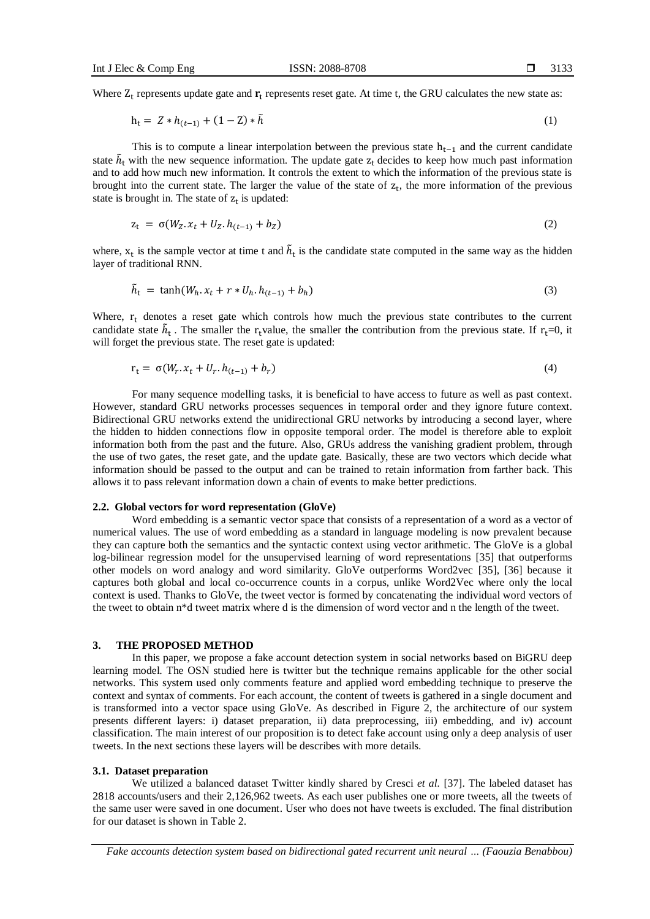Where $Z_t$ represents update gate and $\mathbf{r_t}$ represents reset gate. At time t, the GRU calculates the new state as:

$$h_t = Z * h_{(t-1)} + (1 - Z) * \tilde{h} \tag{1}$$

This is to compute a linear interpolation between the previous state $h_{t-1}$ and the current candidate state $\tilde{h}_t$ with the new sequence information. The update gate $z_t$ decides to keep how much past information and to add how much new information. It controls the extent to which the information of the previous state is brought into the current state. The larger the value of the state of $z_t$, the more information of the previous state is brought in. The state of $z_t$ is updated:

$$z_t = \sigma(W_Z . x_t + U_Z . h_{(t-1)} + b_Z) \tag{2}$$

where, $x_t$ is the sample vector at time t and $\tilde{h}_t$ is the candidate state computed in the same way as the hidden layer of traditional RNN.

$$\tilde{h}_t = \tanh(W_h . x_t + r * U_h . h_{(t-1)} + b_h) \tag{3}$$

Where, $r_t$ denotes a reset gate which controls how much the previous state contributes to the current candidate state $\tilde{h}_t$ . The smaller the $r_t$value, the smaller the contribution from the previous state. If $r_t$=0, it will forget the previous state. The reset gate is updated:

$$r_t = \sigma(W_r . x_t + U_r . h_{(t-1)} + b_r) \tag{4}$$

For many sequence modelling tasks, it is beneficial to have access to future as well as past context. However, standard GRU networks processes sequences in temporal order and they ignore future context. Bidirectional GRU networks extend the unidirectional GRU networks by introducing a second layer, where the hidden to hidden connections flow in opposite temporal order. The model is therefore able to exploit information both from the past and the future. Also, GRUs address the vanishing gradient problem, through the use of two gates, the reset gate, and the update gate. Basically, these are two vectors which decide what information should be passed to the output and can be trained to retain information from farther back. This allows it to pass relevant information down a chain of events to make better predictions.

### 2.2. Global vectors for word representation (GloVe)

Word embedding is a semantic vector space that consists of a representation of a word as a vector of numerical values. The use of word embedding as a standard in language modeling is now prevalent because they can capture both the semantics and the syntactic context using vector arithmetic. The GloVe is a global log-bilinear regression model for the unsupervised learning of word representations [35] that outperforms other models on word analogy and word similarity. GloVe outperforms Word2vec [35], [36] because it captures both global and local co-occurrence counts in a corpus, unlike Word2Vec where only the local context is used. Thanks to GloVe, the tweet vector is formed by concatenating the individual word vectors of the tweet to obtain n*d tweet matrix where d is the dimension of word vector and n the length of the tweet.

## 3. THE PROPOSED METHOD

In this paper, we propose a fake account detection system in social networks based on BiGRU deep learning model. The OSN studied here is twitter but the technique remains applicable for the other social networks. This system used only comments feature and applied word embedding technique to preserve the context and syntax of comments. For each account, the content of tweets is gathered in a single document and is transformed into a vector space using GloVe. As described in Figure 2, the architecture of our system presents different layers: i) dataset preparation, ii) data preprocessing, iii) embedding, and iv) account classification. The main interest of our proposition is to detect fake account using only a deep analysis of user tweets. In the next sections these layers will be describes with more details.

### 3.1. Dataset preparation

We utilized a balanced dataset Twitter kindly shared by Cresci *et al.* [37]. The labeled dataset has 2818 accounts/users and their 2,126,962 tweets. As each user publishes one or more tweets, all the tweets of the same user were saved in one document. User who does not have tweets is excluded. The final distribution for our dataset is shown in Table 2.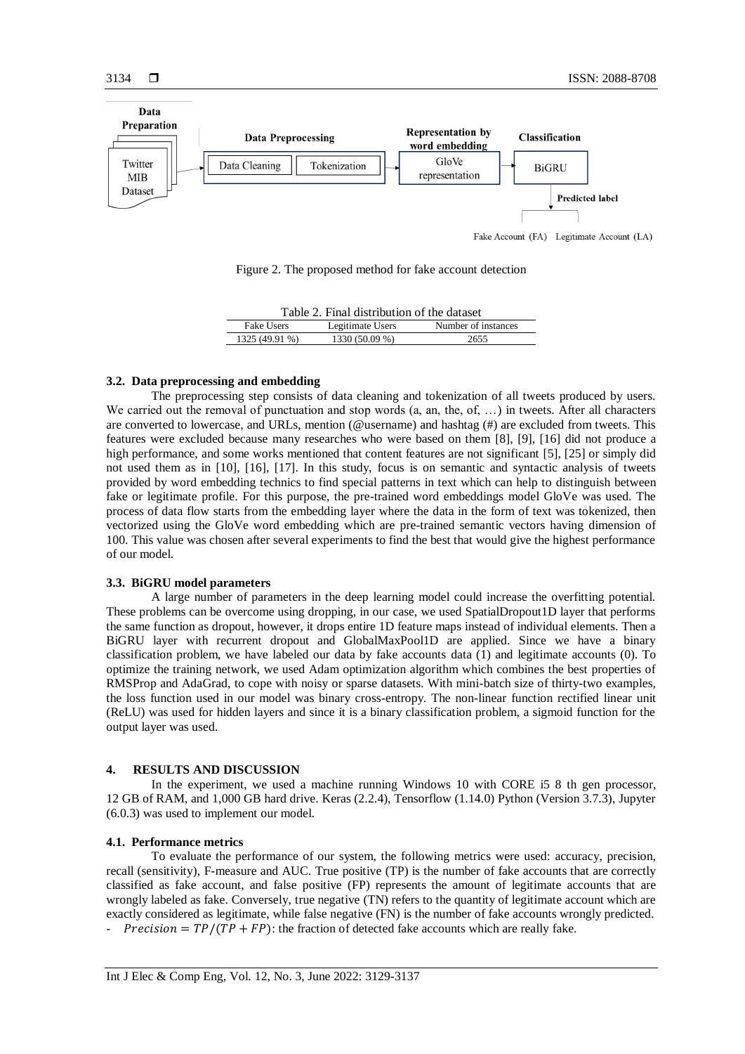Figure 2. The proposed method for fake account detection

Table 2. Final distribution of the dataset

| Fake Users | Legitimate Users | Number of instances |
|---|---|---|
| 1325 (49.91 %) | 1330 (50.09 %) | 2655 |

### 3.2. Data preprocessing and embedding

The preprocessing step consists of data cleaning and tokenization of all tweets produced by users. We carried out the removal of punctuation and stop words (a, an, the, of, …) in tweets. After all characters are converted to lowercase, and URLs, mention (@username) and hashtag (#) are excluded from tweets. This features were excluded because many researches who were based on them [8], [9], [16] did not produce a high performance, and some works mentioned that content features are not significant [5], [25] or simply did not used them as in [10], [16], [17]. In this study, focus is on semantic and syntactic analysis of tweets provided by word embedding technics to find special patterns in text which can help to distinguish between fake or legitimate profile. For this purpose, the pre-trained word embeddings model GloVe was used. The process of data flow starts from the embedding layer where the data in the form of text was tokenized, then vectorized using the GloVe word embedding which are pre-trained semantic vectors having dimension of 100. This value was chosen after several experiments to find the best that would give the highest performance of our model.

### 3.3. BiGRU model parameters

A large number of parameters in the deep learning model could increase the overfitting potential. These problems can be overcome using dropping, in our case, we used SpatialDropout1D layer that performs the same function as dropout, however, it drops entire 1D feature maps instead of individual elements. Then a BiGRU layer with recurrent dropout and GlobalMaxPool1D are applied. Since we have a binary classification problem, we have labeled our data by fake accounts data (1) and legitimate accounts (0). To optimize the training network, we used Adam optimization algorithm which combines the best properties of RMSProp and AdaGrad, to cope with noisy or sparse datasets. With mini-batch size of thirty-two examples, the loss function used in our model was binary cross-entropy. The non-linear function rectified linear unit (ReLU) was used for hidden layers and since it is a binary classification problem, a sigmoid function for the output layer was used.

## 4. RESULTS AND DISCUSSION

In the experiment, we used a machine running Windows 10 with CORE i5 8 th gen processor, 12 GB of RAM, and 1,000 GB hard drive. Keras (2.2.4), Tensorflow (1.14.0) Python (Version 3.7.3), Jupyter (6.0.3) was used to implement our model.

### 4.1. Performance metrics

To evaluate the performance of our system, the following metrics were used: accuracy, precision, recall (sensitivity), F-measure and AUC. True positive (TP) is the number of fake accounts that are correctly classified as fake account, and false positive (FP) represents the amount of legitimate accounts that are wrongly labeled as fake. Conversely, true negative (TN) refers to the quantity of legitimate account which are exactly considered as legitimate, while false negative (FN) is the number of fake accounts wrongly predicted.

- $Precision = TP/(TP + FP)$: the fraction of detected fake accounts which are really fake.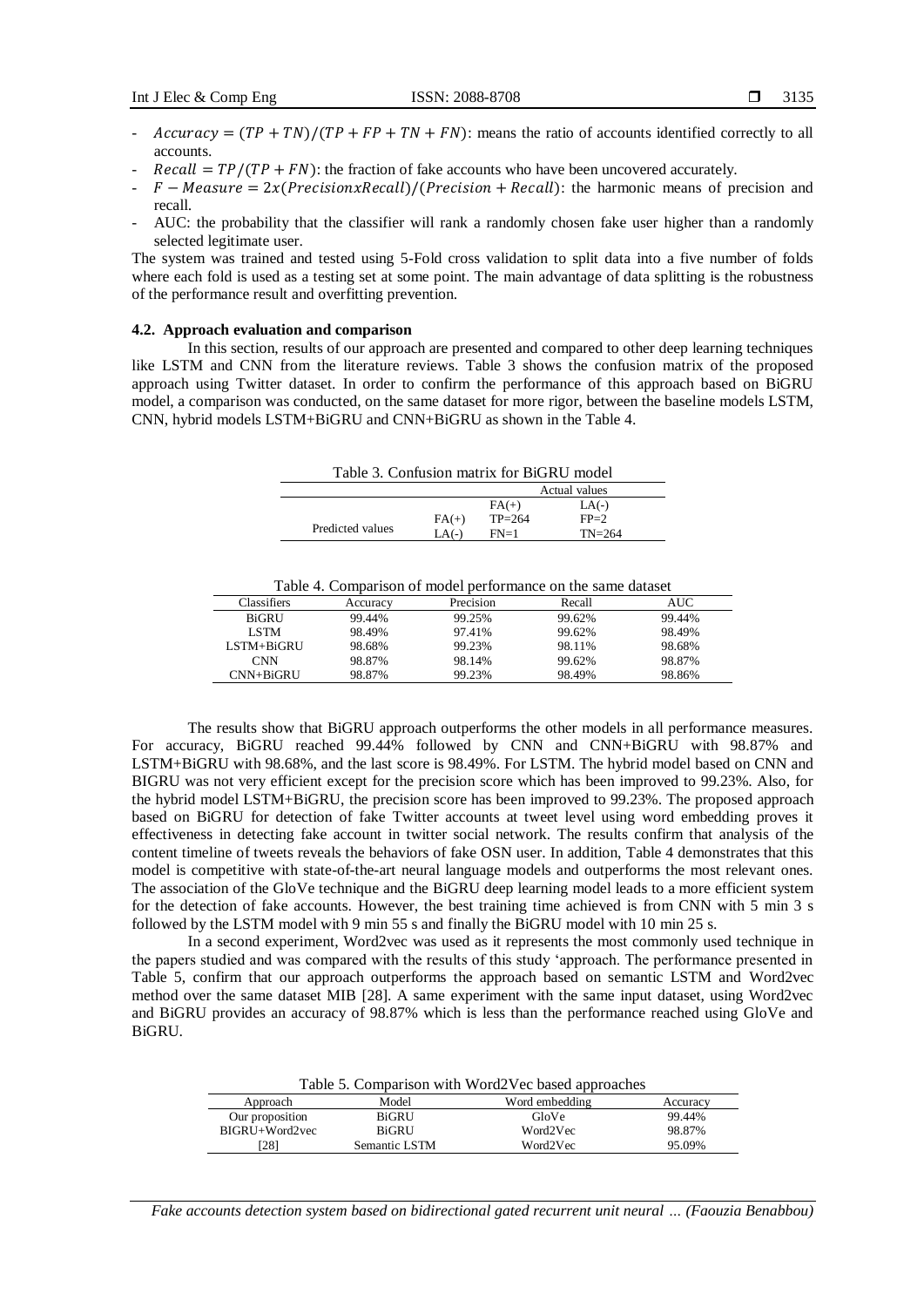- $Accuracy = (TP + TN)/(TP + FP + TN + FN)$: means the ratio of accounts identified correctly to all accounts.
- $Recall = TP/(TP + FN)$: the fraction of fake accounts who have been uncovered accurately.
- $F - Measure = 2x(PrecisionxRecall)/(Precision + Recall)$: the harmonic means of precision and recall.
- AUC: the probability that the classifier will rank a randomly chosen fake user higher than a randomly selected legitimate user.

The system was trained and tested using 5-Fold cross validation to split data into a five number of folds where each fold is used as a testing set at some point. The main advantage of data splitting is the robustness of the performance result and overfitting prevention.

### 4.2. Approach evaluation and comparison

In this section, results of our approach are presented and compared to other deep learning techniques like LSTM and CNN from the literature reviews. Table 3 shows the confusion matrix of the proposed approach using Twitter dataset. In order to confirm the performance of this approach based on BiGRU model, a comparison was conducted, on the same dataset for more rigor, between the baseline models LSTM, CNN, hybrid models LSTM+BiGRU and CNN+BiGRU as shown in the Table 4.

Table 3. Confusion matrix for BiGRU model

| | | Actual values | |
|---|---|---|---|
| | | FA(+) | LA(-) |
| Predicted values | FA(+) | TP=264 | FP=2 |
| | LA(-) | FN=1 | TN=264 |

Table 4. Comparison of model performance on the same dataset

| Classifiers | Accuracy | Precision | Recall | AUC |
|---|---|---|---|---|
| BiGRU | 99.44% | 99.25% | 99.62% | 99.44% |
| LSTM | 98.49% | 97.41% | 99.62% | 98.49% |
| LSTM+BiGRU | 98.68% | 99.23% | 98.11% | 98.68% |
| CNN | 98.87% | 98.14% | 99.62% | 98.87% |
| CNN+BiGRU | 98.87% | 99.23% | 98.49% | 98.86% |

The results show that BiGRU approach outperforms the other models in all performance measures. For accuracy, BiGRU reached 99.44% followed by CNN and CNN+BiGRU with 98.87% and LSTM+BiGRU with 98.68%, and the last score is 98.49%. For LSTM. The hybrid model based on CNN and BIGRU was not very efficient except for the precision score which has been improved to 99.23%. Also, for the hybrid model LSTM+BiGRU, the precision score has been improved to 99.23%. The proposed approach based on BiGRU for detection of fake Twitter accounts at tweet level using word embedding proves it effectiveness in detecting fake account in twitter social network. The results confirm that analysis of the content timeline of tweets reveals the behaviors of fake OSN user. In addition, Table 4 demonstrates that this model is competitive with state-of-the-art neural language models and outperforms the most relevant ones. The association of the GloVe technique and the BiGRU deep learning model leads to a more efficient system for the detection of fake accounts. However, the best training time achieved is from CNN with 5 min 3 s followed by the LSTM model with 9 min 55 s and finally the BiGRU model with 10 min 25 s.

In a second experiment, Word2vec was used as it represents the most commonly used technique in the papers studied and was compared with the results of this study 'approach. The performance presented in Table 5, confirm that our approach outperforms the approach based on semantic LSTM and Word2vec method over the same dataset MIB [28]. A same experiment with the same input dataset, using Word2vec and BiGRU provides an accuracy of 98.87% which is less than the performance reached using GloVe and BiGRU.

Table 5. Comparison with Word2Vec based approaches

| Approach | Model | Word embedding | Accuracy |
|---|---|---|---|
| Our proposition | BiGRU | GloVe | 99.44% |
| BIGRU+Word2vec | BiGRU | Word2Vec | 98.87% |
| [28] | Semantic LSTM | Word2Vec | 95.09% |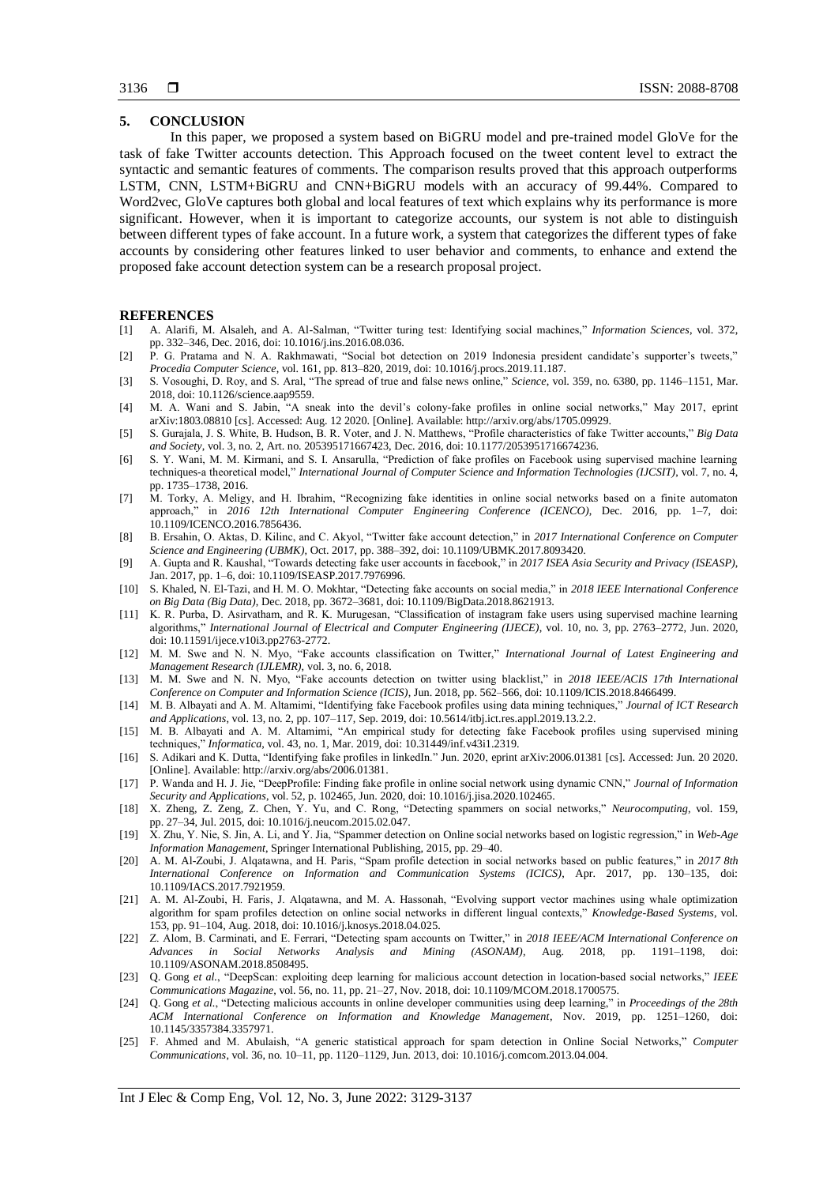## 5. CONCLUSION

In this paper, we proposed a system based on BiGRU model and pre-trained model GloVe for the task of fake Twitter accounts detection. This Approach focused on the tweet content level to extract the syntactic and semantic features of comments. The comparison results proved that this approach outperforms LSTM, CNN, LSTM+BiGRU and CNN+BiGRU models with an accuracy of 99.44%. Compared to Word2vec, GloVe captures both global and local features of text which explains why its performance is more significant. However, when it is important to categorize accounts, our system is not able to distinguish between different types of fake account. In a future work, a system that categorizes the different types of fake accounts by considering other features linked to user behavior and comments, to enhance and extend the proposed fake account detection system can be a research proposal project.

## REFERENCES

[1] A. Alarifi, M. Alsaleh, and A. Al-Salman, "Twitter turing test: Identifying social machines," *Information Sciences*, vol. 372, pp. 332–346, Dec. 2016, doi: 10.1016/j.ins.2016.08.036.

[2] P. G. Pratama and N. A. Rakhmawati, "Social bot detection on 2019 Indonesia president candidate's supporter's tweets," *Procedia Computer Science*, vol. 161, pp. 813–820, 2019, doi: 10.1016/j.procs.2019.11.187.

[3] S. Vosoughi, D. Roy, and S. Aral, "The spread of true and false news online," *Science*, vol. 359, no. 6380, pp. 1146–1151, Mar. 2018, doi: 10.1126/science.aap9559.

[4] M. A. Wani and S. Jabin, "A sneak into the devil's colony-fake profiles in online social networks," May 2017, eprint arXiv:1803.08810 [cs]. Accessed: Aug. 12 2020. [Online]. Available: http://arxiv.org/abs/1705.09929.

[5] S. Gurajala, J. S. White, B. Hudson, B. R. Voter, and J. N. Matthews, "Profile characteristics of fake Twitter accounts," *Big Data and Society*, vol. 3, no. 2, Art. no. 205395171667423, Dec. 2016, doi: 10.1177/2053951716674236.

[6] S. Y. Wani, M. M. Kirmani, and S. I. Ansarulla, "Prediction of fake profiles on Facebook using supervised machine learning techniques-a theoretical model," *International Journal of Computer Science and Information Technologies (IJCSIT)*, vol. 7, no. 4, pp. 1735–1738, 2016.

[7] M. Torky, A. Meligy, and H. Ibrahim, "Recognizing fake identities in online social networks based on a finite automaton approach," in *2016 12th International Computer Engineering Conference (ICENCO)*, Dec. 2016, pp. 1–7, doi: 10.1109/ICENCO.2016.7856436.

[8] B. Ersahin, O. Aktas, D. Kilinc, and C. Akyol, "Twitter fake account detection," in *2017 International Conference on Computer Science and Engineering (UBMK)*, Oct. 2017, pp. 388–392, doi: 10.1109/UBMK.2017.8093420.

[9] A. Gupta and R. Kaushal, "Towards detecting fake user accounts in facebook," in *2017 ISEA Asia Security and Privacy (ISEASP)*, Jan. 2017, pp. 1–6, doi: 10.1109/ISEASP.2017.7976996.

[10] S. Khaled, N. El-Tazi, and H. M. O. Mokhtar, "Detecting fake accounts on social media," in *2018 IEEE International Conference on Big Data (Big Data)*, Dec. 2018, pp. 3672–3681, doi: 10.1109/BigData.2018.8621913.

[11] K. R. Purba, D. Asirvatham, and R. K. Murugesan, "Classification of instagram fake users using supervised machine learning algorithms," *International Journal of Electrical and Computer Engineering (IJECE)*, vol. 10, no. 3, pp. 2763–2772, Jun. 2020, doi: 10.11591/ijece.v10i3.pp2763-2772.

[12] M. M. Swe and N. N. Myo, "Fake accounts classification on Twitter," *International Journal of Latest Engineering and Management Research (IJLEMR)*, vol. 3, no. 6, 2018.

[13] M. M. Swe and N. N. Myo, "Fake accounts detection on twitter using blacklist," in *2018 IEEE/ACIS 17th International Conference on Computer and Information Science (ICIS)*, Jun. 2018, pp. 562–566, doi: 10.1109/ICIS.2018.8466499.

[14] M. B. Albayati and A. M. Altamimi, "Identifying fake Facebook profiles using data mining techniques," *Journal of ICT Research and Applications*, vol. 13, no. 2, pp. 107–117, Sep. 2019, doi: 10.5614/itbj.ict.res.appl.2019.13.2.2.

[15] M. B. Albayati and A. M. Altamimi, "An empirical study for detecting fake Facebook profiles using supervised mining techniques," *Informatica*, vol. 43, no. 1, Mar. 2019, doi: 10.31449/inf.v43i1.2319.

[16] S. Adikari and K. Dutta, "Identifying fake profiles in linkedIn." Jun. 2020, eprint arXiv:2006.01381 [cs]. Accessed: Jun. 20 2020. [Online]. Available: http://arxiv.org/abs/2006.01381.

[17] P. Wanda and H. J. Jie, "DeepProfile: Finding fake profile in online social network using dynamic CNN," *Journal of Information Security and Applications*, vol. 52, p. 102465, Jun. 2020, doi: 10.1016/j.jisa.2020.102465.

[18] X. Zheng, Z. Zeng, Z. Chen, Y. Yu, and C. Rong, "Detecting spammers on social networks," *Neurocomputing*, vol. 159, pp. 27–34, Jul. 2015, doi: 10.1016/j.neucom.2015.02.047.

[19] X. Zhu, Y. Nie, S. Jin, A. Li, and Y. Jia, "Spammer detection on Online social networks based on logistic regression," in *Web-Age Information Management*, Springer International Publishing, 2015, pp. 29–40.

[20] A. M. Al-Zoubi, J. Alqatawna, and H. Paris, "Spam profile detection in social networks based on public features," in *2017 8th International Conference on Information and Communication Systems (ICICS)*, Apr. 2017, pp. 130–135, doi: 10.1109/IACS.2017.7921959.

[21] A. M. Al-Zoubi, H. Faris, J. Alqatawna, and M. A. Hassonah, "Evolving support vector machines using whale optimization algorithm for spam profiles detection on online social networks in different lingual contexts," *Knowledge-Based Systems*, vol. 153, pp. 91–104, Aug. 2018, doi: 10.1016/j.knosys.2018.04.025.

[22] Z. Alom, B. Carminati, and E. Ferrari, "Detecting spam accounts on Twitter," in *2018 IEEE/ACM International Conference on Advances in Social Networks Analysis and Mining (ASONAM)*, Aug. 2018, pp. 1191–1198, doi: 10.1109/ASONAM.2018.8508495.

[23] Q. Gong *et al.*, "DeepScan: exploiting deep learning for malicious account detection in location-based social networks," *IEEE Communications Magazine*, vol. 56, no. 11, pp. 21–27, Nov. 2018, doi: 10.1109/MCOM.2018.1700575.

[24] Q. Gong *et al.*, "Detecting malicious accounts in online developer communities using deep learning," in *Proceedings of the 28th ACM International Conference on Information and Knowledge Management*, Nov. 2019, pp. 1251–1260, doi: 10.1145/3357384.3357971.

[25] F. Ahmed and M. Abulaish, "A generic statistical approach for spam detection in Online Social Networks," *Computer Communications*, vol. 36, no. 10–11, pp. 1120–1129, Jun. 2013, doi: 10.1016/j.comcom.2013.04.004.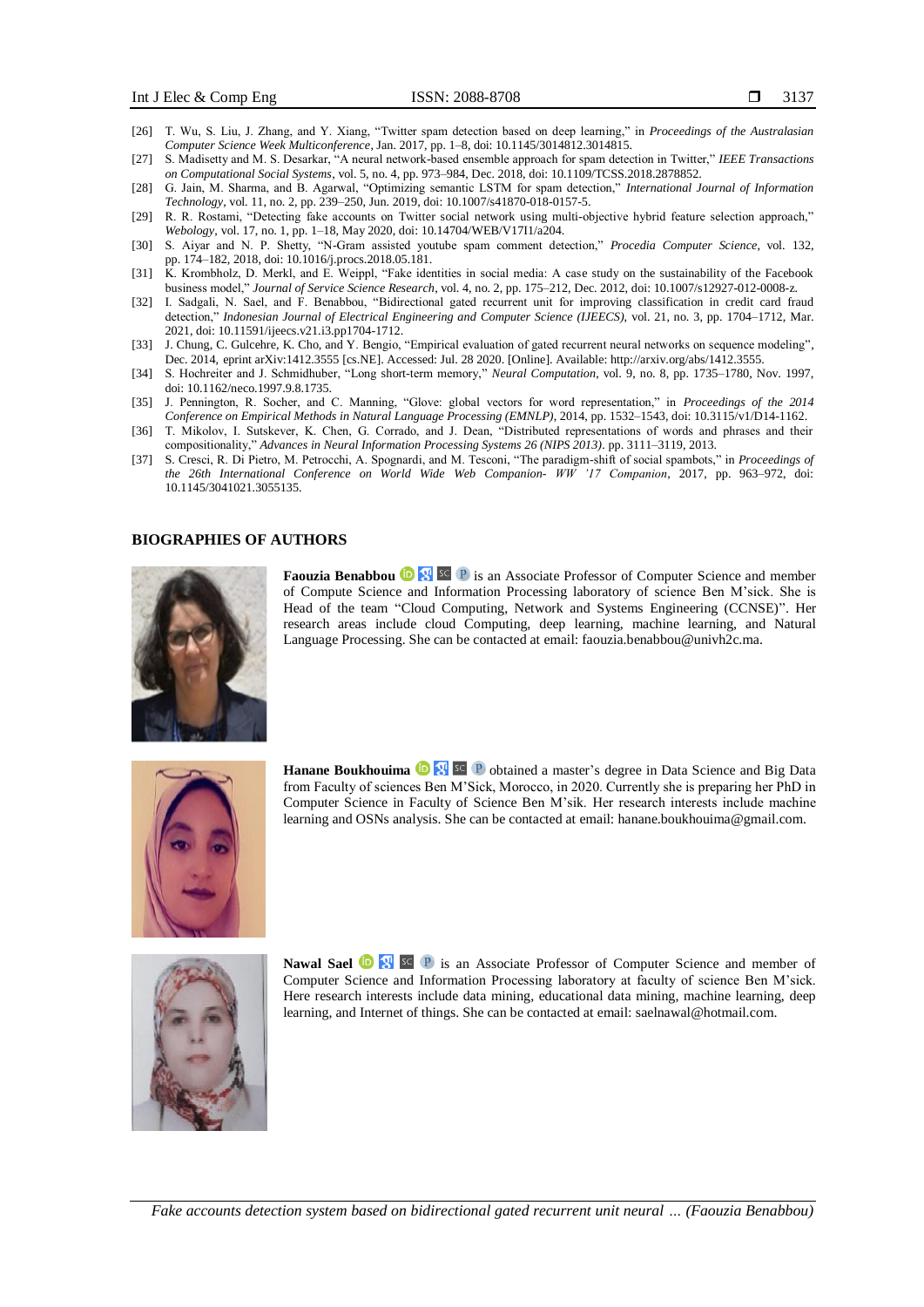[26] T. Wu, S. Liu, J. Zhang, and Y. Xiang, "Twitter spam detection based on deep learning," in *Proceedings of the Australasian Computer Science Week Multiconference*, Jan. 2017, pp. 1–8, doi: 10.1145/3014812.3014815.

[27] S. Madisetty and M. S. Desarkar, "A neural network-based ensemble approach for spam detection in Twitter," *IEEE Transactions on Computational Social Systems*, vol. 5, no. 4, pp. 973–984, Dec. 2018, doi: 10.1109/TCSS.2018.2878852.

[28] G. Jain, M. Sharma, and B. Agarwal, "Optimizing semantic LSTM for spam detection," *International Journal of Information Technology*, vol. 11, no. 2, pp. 239–250, Jun. 2019, doi: 10.1007/s41870-018-0157-5.

[29] R. R. Rostami, "Detecting fake accounts on Twitter social network using multi-objective hybrid feature selection approach," *Webology*, vol. 17, no. 1, pp. 1–18, May 2020, doi: 10.14704/WEB/V17I1/a204.

[30] S. Aiyar and N. P. Shetty, "N-Gram assisted youtube spam comment detection," *Procedia Computer Science*, vol. 132, pp. 174–182, 2018, doi: 10.1016/j.procs.2018.05.181.

[31] K. Krombholz, D. Merkl, and E. Weippl, "Fake identities in social media: A case study on the sustainability of the Facebook business model," *Journal of Service Science Research*, vol. 4, no. 2, pp. 175–212, Dec. 2012, doi: 10.1007/s12927-012-0008-z.

[32] I. Sadgali, N. Sael, and F. Benabbou, "Bidirectional gated recurrent unit for improving classification in credit card fraud detection," *Indonesian Journal of Electrical Engineering and Computer Science (IJEECS)*, vol. 21, no. 3, pp. 1704–1712, Mar. 2021, doi: 10.11591/ijeecs.v21.i3.pp1704-1712.

[33] J. Chung, C. Gulcehre, K. Cho, and Y. Bengio, "Empirical evaluation of gated recurrent neural networks on sequence modeling", Dec. 2014, eprint arXiv:1412.3555 [cs.NE]. Accessed: Jul. 28 2020. [Online]. Available: http://arxiv.org/abs/1412.3555.

[34] S. Hochreiter and J. Schmidhuber, "Long short-term memory," *Neural Computation*, vol. 9, no. 8, pp. 1735–1780, Nov. 1997, doi: 10.1162/neco.1997.9.8.1735.

[35] J. Pennington, R. Socher, and C. Manning, "Glove: global vectors for word representation," in *Proceedings of the 2014 Conference on Empirical Methods in Natural Language Processing (EMNLP)*, 2014, pp. 1532–1543, doi: 10.3115/v1/D14-1162.

[36] T. Mikolov, I. Sutskever, K. Chen, G. Corrado, and J. Dean, "Distributed representations of words and phrases and their compositionality," *Advances in Neural Information Processing Systems 26 (NIPS 2013)*. pp. 3111–3119, 2013.

[37] S. Cresci, R. Di Pietro, M. Petrocchi, A. Spognardi, and M. Tesconi, "The paradigm-shift of social spambots," in *Proceedings of the 26th International Conference on World Wide Web Companion- WW '17 Companion*, 2017, pp. 963–972, doi: 10.1145/3041021.3055135.

## BIOGRAPHIES OF AUTHORS

**Faouzia Benabbou** is an Associate Professor of Computer Science and member of Compute Science and Information Processing laboratory of science Ben M'sick. She is Head of the team "Cloud Computing, Network and Systems Engineering (CCNSE)". Her research areas include cloud Computing, deep learning, machine learning, and Natural Language Processing. She can be contacted at email: faouzia.benabbou@univh2c.ma.

**Hanane Boukhouima** obtained a master's degree in Data Science and Big Data from Faculty of sciences Ben M'Sick, Morocco, in 2020. Currently she is preparing her PhD in Computer Science in Faculty of Science Ben M'sik. Her research interests include machine learning and OSNs analysis. She can be contacted at email: hanane.boukhouima@gmail.com.

**Nawal Sael** is an Associate Professor of Computer Science and member of Computer Science and Information Processing laboratory at faculty of science Ben M'sick. Here research interests include data mining, educational data mining, machine learning, deep learning, and Internet of things. She can be contacted at email: saelnawal@hotmail.com.